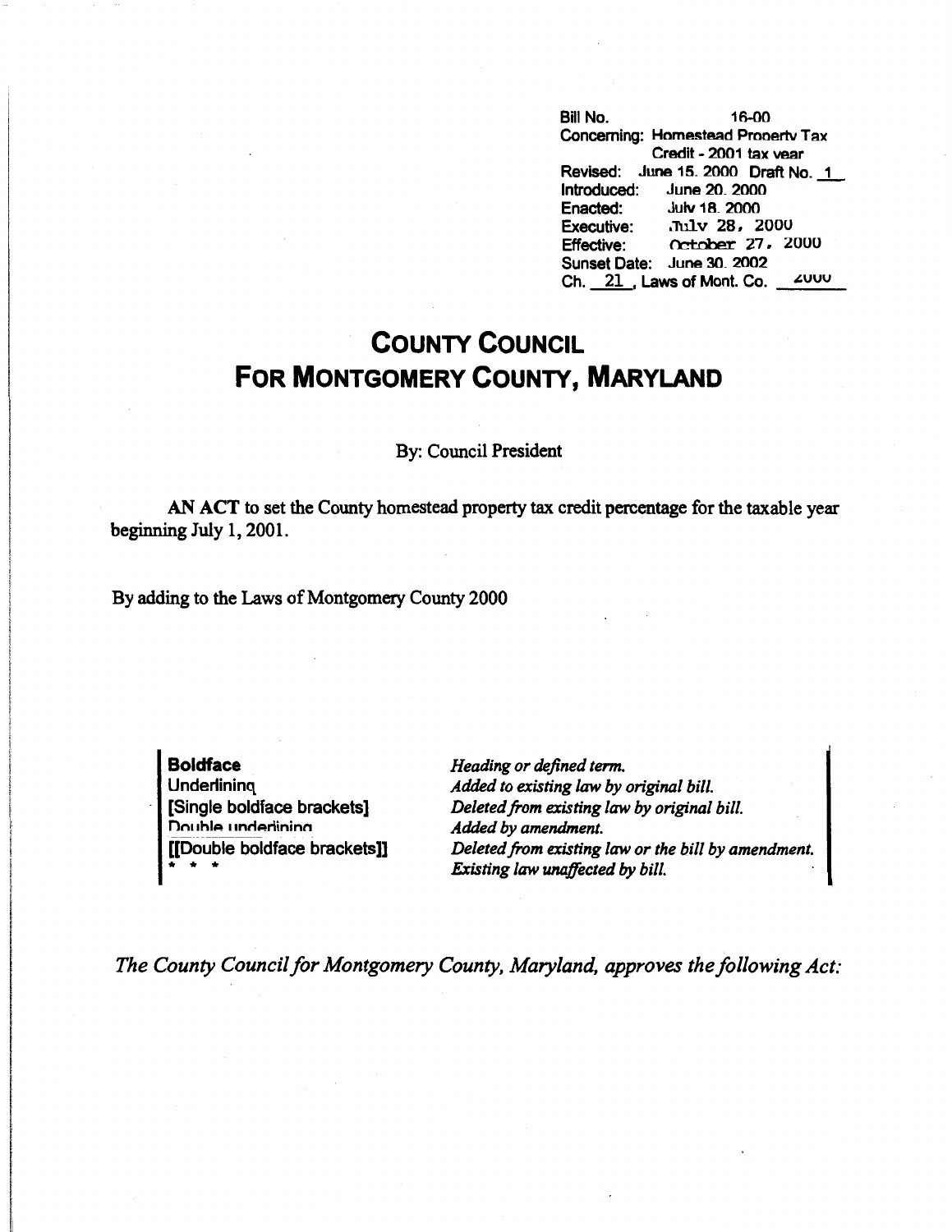Bill No. 16-00
Concerning: Homestead Property Tax Credit - 2001 tax year
Revised: June 15, 2000 Draft No. 1
Introduced: June 20, 2000
Enacted: July 18, 2000
Executive: July 28, 2000
Effective: October 27, 2000
Sunset Date: June 30, 2002
Ch. 21, Laws of Mont. Co. 2000

# COUNTY COUNCIL FOR MONTGOMERY COUNTY, MARYLAND

By: Council President

**AN ACT** to set the County homestead property tax credit percentage for the taxable year beginning July 1, 2001.

By adding to the Laws of Montgomery County 2000

| | |
|---|---|
| **Boldface** | *Heading or defined term.* |
| Underlining | *Added to existing law by original bill.* |
| [Single boldface brackets] | *Deleted from existing law by original bill.* |
| Double underlining | *Added by amendment.* |
| [[Double boldface brackets]] | *Deleted from existing law or the bill by amendment.* |
| * * * | *Existing law unaffected by bill.* |

*The County Council for Montgomery County, Maryland, approves the following Act:*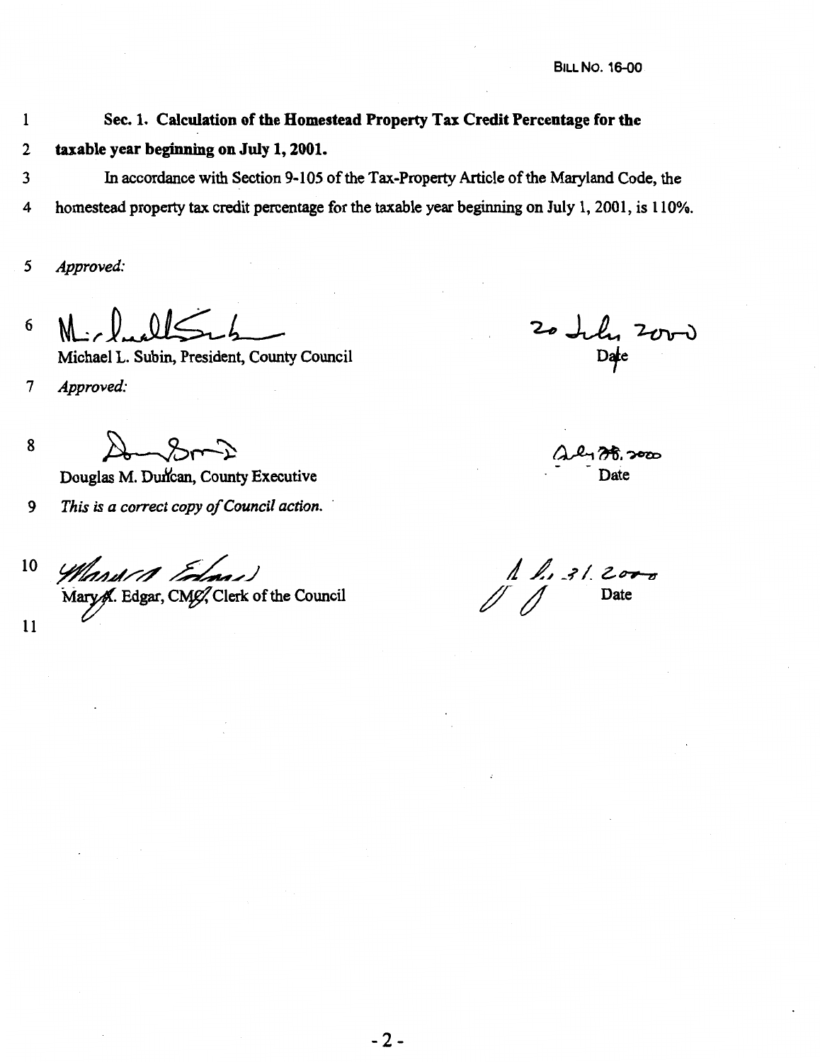BILL NO. 16-00

**Sec. 1. Calculation of the Homestead Property Tax Credit Percentage for the taxable year beginning on July 1, 2001.**

In accordance with Section 9-105 of the Tax-Property Article of the Maryland Code, the homestead property tax credit percentage for the taxable year beginning on July 1, 2001, is 110%.

*Approved:*

Michael L. Subin, President, County Council — 20 July 2000 Date

*Approved:*

Douglas M. Duncan, County Executive — July 26, 2000 Date

*This is a correct copy of Council action.*

Mary A. Edgar, CMC, Clerk of the Council — July 31, 2000 Date